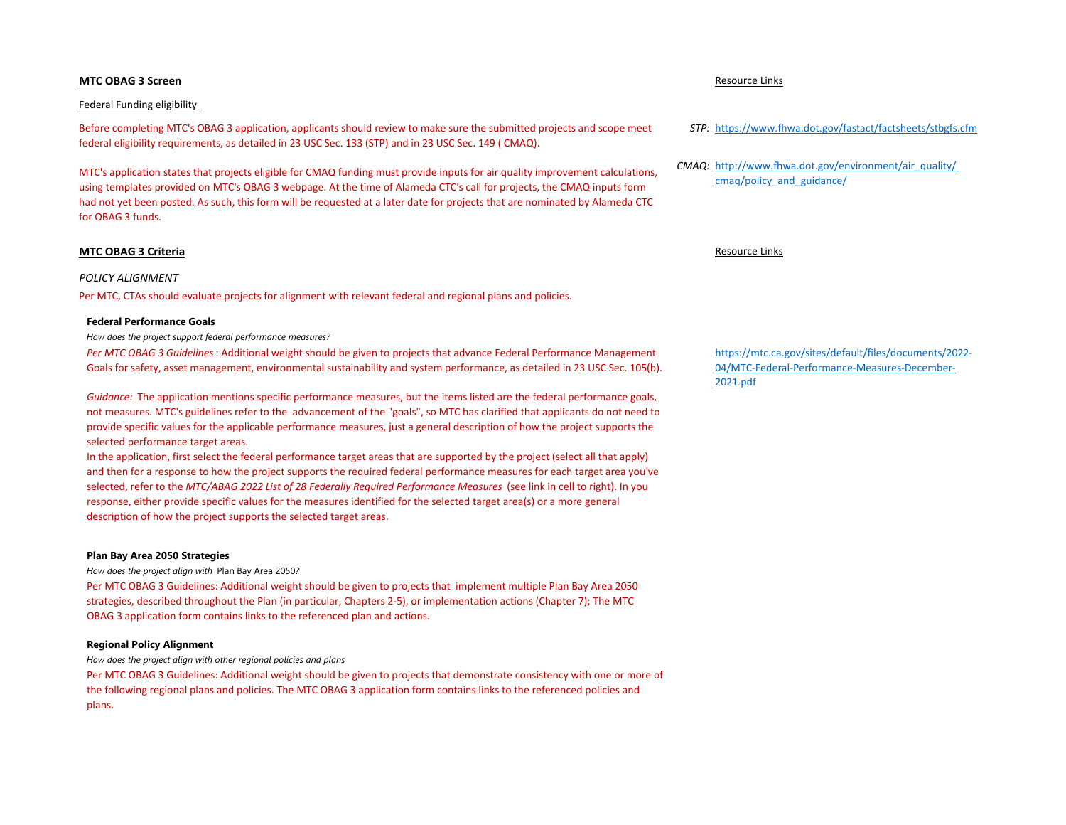## MTC OBAG 3 Screen

Resource Links

Federal Funding eligibility

Before completing MTC's OBAG 3 application, applicants should review to make sure the submitted projects and scope meet federal eligibility requirements, as detailed in 23 USC Sec. 133 (STP) and in 23 USC Sec. 149 ( CMAQ).

*STP:* https://www.fhwa.dot.gov/fastact/factsheets/stbgfs.cfm

*CMAQ:* http://www.fhwa.dot.gov/environment/air_quality/cmaq/policy_and_guidance/

MTC's application states that projects eligible for CMAQ funding must provide inputs for air quality improvement calculations, using templates provided on MTC's OBAG 3 webpage. At the time of Alameda CTC's call for projects, the CMAQ inputs form had not yet been posted. As such, this form will be requested at a later date for projects that are nominated by Alameda CTC for OBAG 3 funds.

## MTC OBAG 3 Criteria

Resource Links

*POLICY ALIGNMENT*

Per MTC, CTAs should evaluate projects for alignment with relevant federal and regional plans and policies.

### Federal Performance Goals

*How does the project support federal performance measures?*

*Per MTC OBAG 3 Guidelines* : Additional weight should be given to projects that advance Federal Performance Management Goals for safety, asset management, environmental sustainability and system performance, as detailed in 23 USC Sec. 105(b).

https://mtc.ca.gov/sites/default/files/documents/2022-04/MTC-Federal-Performance-Measures-December-2021.pdf

*Guidance:* The application mentions specific performance measures, but the items listed are the federal performance goals, not measures. MTC's guidelines refer to the advancement of the "goals", so MTC has clarified that applicants do not need to provide specific values for the applicable performance measures, just a general description of how the project supports the selected performance target areas.

In the application, first select the federal performance target areas that are supported by the project (select all that apply) and then for a response to how the project supports the required federal performance measures for each target area you've selected, refer to the *MTC/ABAG 2022 List of 28 Federally Required Performance Measures* (see link in cell to right). In you response, either provide specific values for the measures identified for the selected target area(s) or a more general description of how the project supports the selected target areas.

### Plan Bay Area 2050 Strategies

*How does the project align with* Plan Bay Area 2050*?*

Per MTC OBAG 3 Guidelines: Additional weight should be given to projects that implement multiple Plan Bay Area 2050 strategies, described throughout the Plan (in particular, Chapters 2-5), or implementation actions (Chapter 7); The MTC OBAG 3 application form contains links to the referenced plan and actions.

### Regional Policy Alignment

*How does the project align with other regional policies and plans*

Per MTC OBAG 3 Guidelines: Additional weight should be given to projects that demonstrate consistency with one or more of the following regional plans and policies. The MTC OBAG 3 application form contains links to the referenced policies and plans.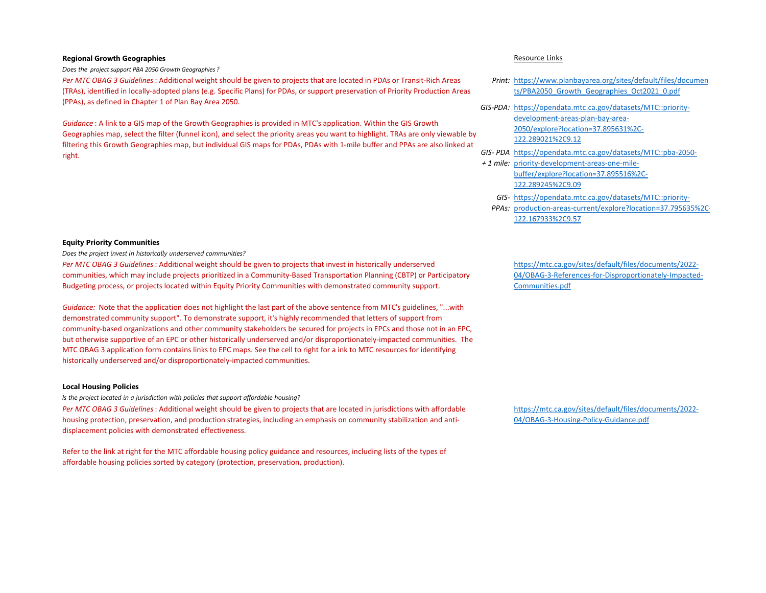**Regional Growth Geographies**

*Does the project support PBA 2050 Growth Geographies ?*

*Per MTC OBAG 3 Guidelines* : Additional weight should be given to projects that are located in PDAs or Transit-Rich Areas (TRAs), identified in locally-adopted plans (e.g. Specific Plans) for PDAs, or support preservation of Priority Production Areas (PPAs), as defined in Chapter 1 of Plan Bay Area 2050.

*Guidance* : A link to a GIS map of the Growth Geographies is provided in MTC's application. Within the GIS Growth Geographies map, select the filter (funnel icon), and select the priority areas you want to highlight. TRAs are only viewable by filtering this Growth Geographies map, but individual GIS maps for PDAs, PDAs with 1-mile buffer and PPAs are also linked at right.

Resource Links

*Print:* https://www.planbayarea.org/sites/default/files/documents/PBA2050_Growth_Geographies_Oct2021_0.pdf

*GIS-PDA:* https://opendata.mtc.ca.gov/datasets/MTC::priority-development-areas-plan-bay-area-2050/explore?location=37.895631%2C-122.289021%2C9.12

*GIS- PDA + 1 mile:* https://opendata.mtc.ca.gov/datasets/MTC::pba-2050-priority-development-areas-one-mile-buffer/explore?location=37.895516%2C-122.289245%2C9.09

*GIS-PPAs:* https://opendata.mtc.ca.gov/datasets/MTC::priority-production-areas-current/explore?location=37.795635%2C-122.167933%2C9.57

**Equity Priority Communities**

*Does the project invest in historically underserved communities?*

*Per MTC OBAG 3 Guidelines* : Additional weight should be given to projects that invest in historically underserved communities, which may include projects prioritized in a Community-Based Transportation Planning (CBTP) or Participatory Budgeting process, or projects located within Equity Priority Communities with demonstrated community support.

*Guidance:* Note that the application does not highlight the last part of the above sentence from MTC's guidelines, "...with demonstrated community support". To demonstrate support, it's highly recommended that letters of support from community-based organizations and other community stakeholders be secured for projects in EPCs and those not in an EPC, but otherwise supportive of an EPC or other historically underserved and/or disproportionately-impacted communities. The MTC OBAG 3 application form contains links to EPC maps. See the cell to right for a ink to MTC resources for identifying historically underserved and/or disproportionately-impacted communities.

https://mtc.ca.gov/sites/default/files/documents/2022-04/OBAG-3-References-for-Disproportionately-Impacted-Communities.pdf

**Local Housing Policies**

*Is the project located in a jurisdiction with policies that support affordable housing?*

*Per MTC OBAG 3 Guidelines* : Additional weight should be given to projects that are located in jurisdictions with affordable housing protection, preservation, and production strategies, including an emphasis on community stabilization and anti-displacement policies with demonstrated effectiveness.

Refer to the link at right for the MTC affordable housing policy guidance and resources, including lists of the types of affordable housing policies sorted by category (protection, preservation, production).

https://mtc.ca.gov/sites/default/files/documents/2022-04/OBAG-3-Housing-Policy-Guidance.pdf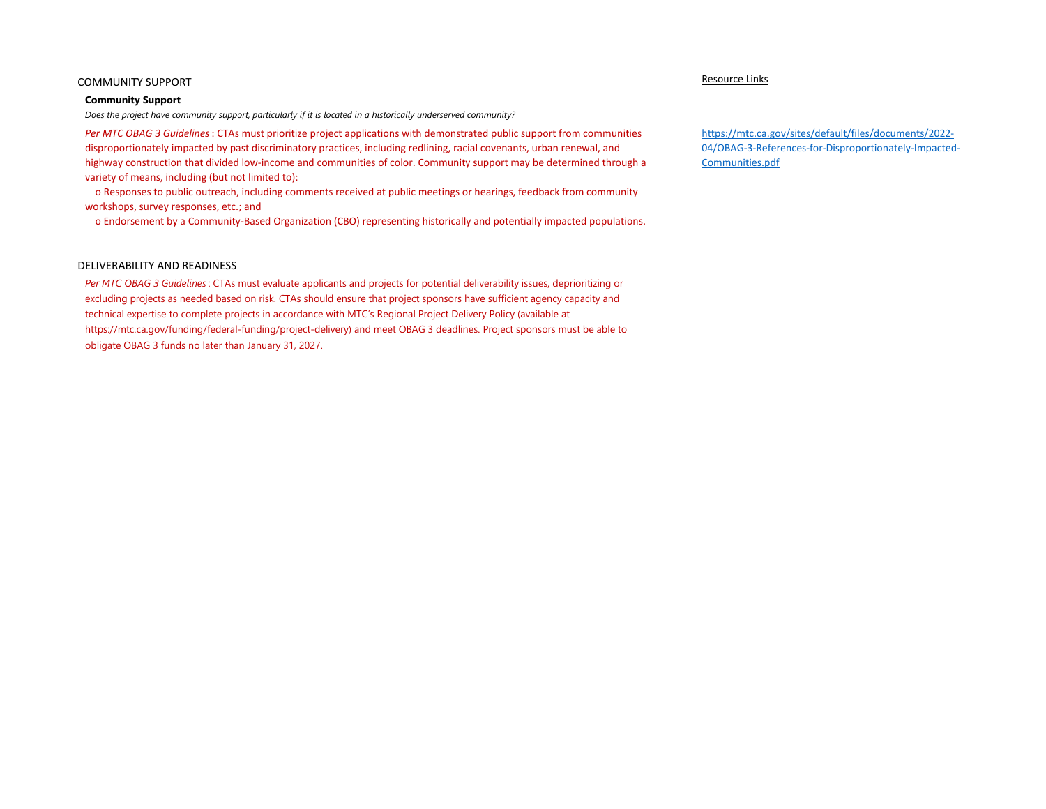## COMMUNITY SUPPORT

**Community Support**

*Does the project have community support, particularly if it is located in a historically underserved community?*

*Per MTC OBAG 3 Guidelines* : CTAs must prioritize project applications with demonstrated public support from communities disproportionately impacted by past discriminatory practices, including redlining, racial covenants, urban renewal, and highway construction that divided low-income and communities of color. Community support may be determined through a variety of means, including (but not limited to):

- Responses to public outreach, including comments received at public meetings or hearings, feedback from community workshops, survey responses, etc.; and
- Endorsement by a Community-Based Organization (CBO) representing historically and potentially impacted populations.

Resource Links

https://mtc.ca.gov/sites/default/files/documents/2022-04/OBAG-3-References-for-Disproportionately-Impacted-Communities.pdf

## DELIVERABILITY AND READINESS

*Per MTC OBAG 3 Guidelines* : CTAs must evaluate applicants and projects for potential deliverability issues, deprioritizing or excluding projects as needed based on risk. CTAs should ensure that project sponsors have sufficient agency capacity and technical expertise to complete projects in accordance with MTC's Regional Project Delivery Policy (available at https://mtc.ca.gov/funding/federal-funding/project-delivery) and meet OBAG 3 deadlines. Project sponsors must be able to obligate OBAG 3 funds no later than January 31, 2027.